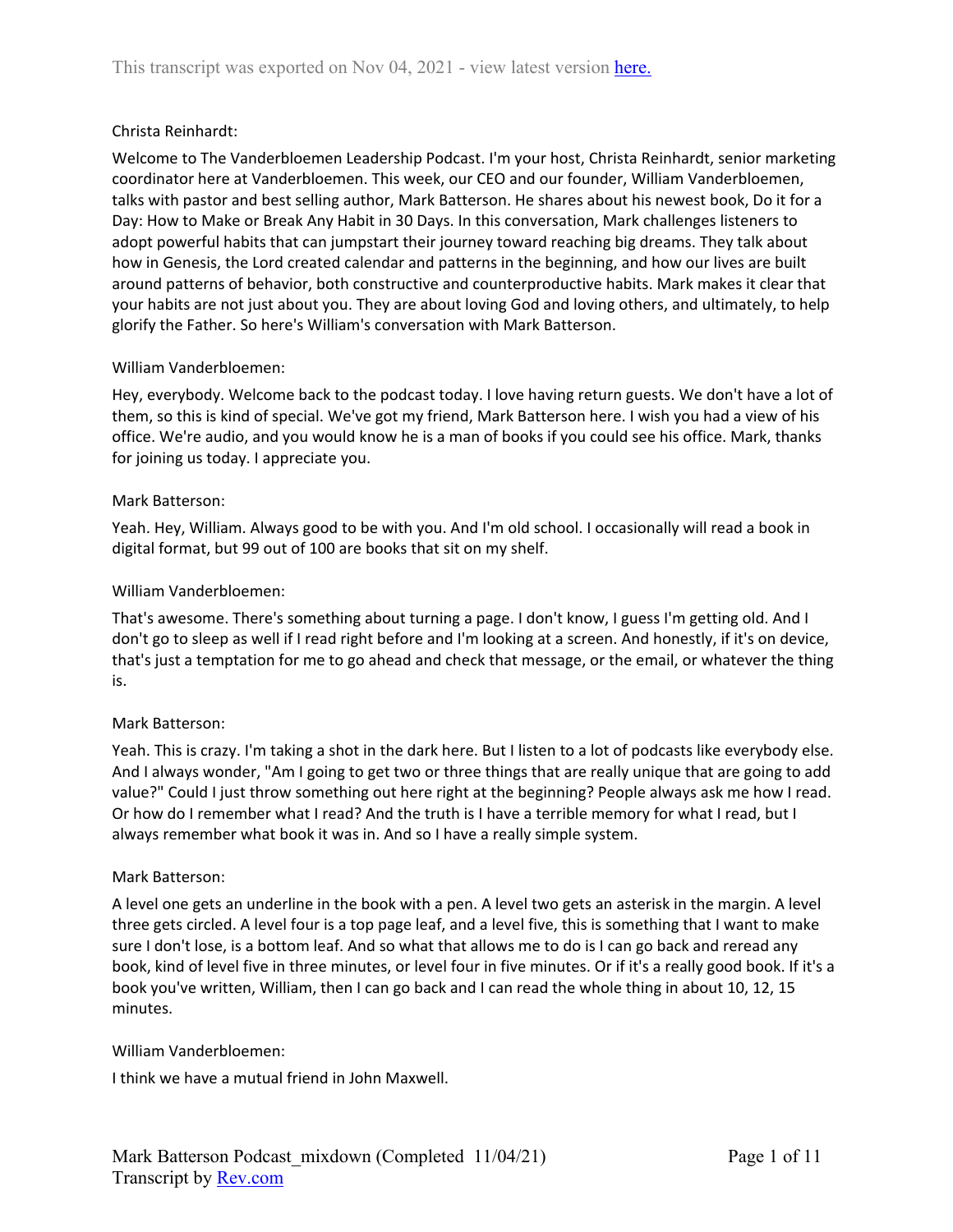Christa Reinhardt:

Welcome to The Vanderbloemen Leadership Podcast. I'm your host, Christa Reinhardt, senior marketing coordinator here at Vanderbloemen. This week, our CEO and our founder, William Vanderbloemen, talks with pastor and best selling author, Mark Batterson. He shares about his newest book, Do it for a Day: How to Make or Break Any Habit in 30 Days. In this conversation, Mark challenges listeners to adopt powerful habits that can jumpstart their journey toward reaching big dreams. They talk about how in Genesis, the Lord created calendar and patterns in the beginning, and how our lives are built around patterns of behavior, both constructive and counterproductive habits. Mark makes it clear that your habits are not just about you. They are about loving God and loving others, and ultimately, to help glorify the Father. So here's William's conversation with Mark Batterson.

William Vanderbloemen:

Hey, everybody. Welcome back to the podcast today. I love having return guests. We don't have a lot of them, so this is kind of special. We've got my friend, Mark Batterson here. I wish you had a view of his office. We're audio, and you would know he is a man of books if you could see his office. Mark, thanks for joining us today. I appreciate you.

Mark Batterson:

Yeah. Hey, William. Always good to be with you. And I'm old school. I occasionally will read a book in digital format, but 99 out of 100 are books that sit on my shelf.

William Vanderbloemen:

That's awesome. There's something about turning a page. I don't know, I guess I'm getting old. And I don't go to sleep as well if I read right before and I'm looking at a screen. And honestly, if it's on device, that's just a temptation for me to go ahead and check that message, or the email, or whatever the thing is.

Mark Batterson:

Yeah. This is crazy. I'm taking a shot in the dark here. But I listen to a lot of podcasts like everybody else. And I always wonder, "Am I going to get two or three things that are really unique that are going to add value?" Could I just throw something out here right at the beginning? People always ask me how I read. Or how do I remember what I read? And the truth is I have a terrible memory for what I read, but I always remember what book it was in. And so I have a really simple system.

Mark Batterson:

A level one gets an underline in the book with a pen. A level two gets an asterisk in the margin. A level three gets circled. A level four is a top page leaf, and a level five, this is something that I want to make sure I don't lose, is a bottom leaf. And so what that allows me to do is I can go back and reread any book, kind of level five in three minutes, or level four in five minutes. Or if it's a really good book. If it's a book you've written, William, then I can go back and I can read the whole thing in about 10, 12, 15 minutes.

William Vanderbloemen:

I think we have a mutual friend in John Maxwell.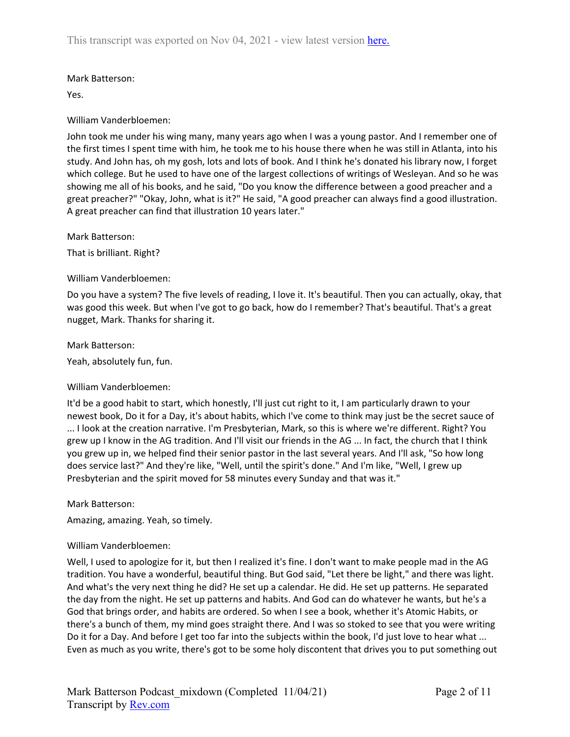Mark Batterson:

Yes.

William Vanderbloemen:

John took me under his wing many, many years ago when I was a young pastor. And I remember one of the first times I spent time with him, he took me to his house there when he was still in Atlanta, into his study. And John has, oh my gosh, lots and lots of book. And I think he's donated his library now, I forget which college. But he used to have one of the largest collections of writings of Wesleyan. And so he was showing me all of his books, and he said, "Do you know the difference between a good preacher and a great preacher?" "Okay, John, what is it?" He said, "A good preacher can always find a good illustration. A great preacher can find that illustration 10 years later."

Mark Batterson:

That is brilliant. Right?

William Vanderbloemen:

Do you have a system? The five levels of reading, I love it. It's beautiful. Then you can actually, okay, that was good this week. But when I've got to go back, how do I remember? That's beautiful. That's a great nugget, Mark. Thanks for sharing it.

Mark Batterson:

Yeah, absolutely fun, fun.

William Vanderbloemen:

It'd be a good habit to start, which honestly, I'll just cut right to it, I am particularly drawn to your newest book, Do it for a Day, it's about habits, which I've come to think may just be the secret sauce of ... I look at the creation narrative. I'm Presbyterian, Mark, so this is where we're different. Right? You grew up I know in the AG tradition. And I'll visit our friends in the AG ... In fact, the church that I think you grew up in, we helped find their senior pastor in the last several years. And I'll ask, "So how long does service last?" And they're like, "Well, until the spirit's done." And I'm like, "Well, I grew up Presbyterian and the spirit moved for 58 minutes every Sunday and that was it."

Mark Batterson:

Amazing, amazing. Yeah, so timely.

William Vanderbloemen:

Well, I used to apologize for it, but then I realized it's fine. I don't want to make people mad in the AG tradition. You have a wonderful, beautiful thing. But God said, "Let there be light," and there was light. And what's the very next thing he did? He set up a calendar. He did. He set up patterns. He separated the day from the night. He set up patterns and habits. And God can do whatever he wants, but he's a God that brings order, and habits are ordered. So when I see a book, whether it's Atomic Habits, or there's a bunch of them, my mind goes straight there. And I was so stoked to see that you were writing Do it for a Day. And before I get too far into the subjects within the book, I'd just love to hear what ... Even as much as you write, there's got to be some holy discontent that drives you to put something out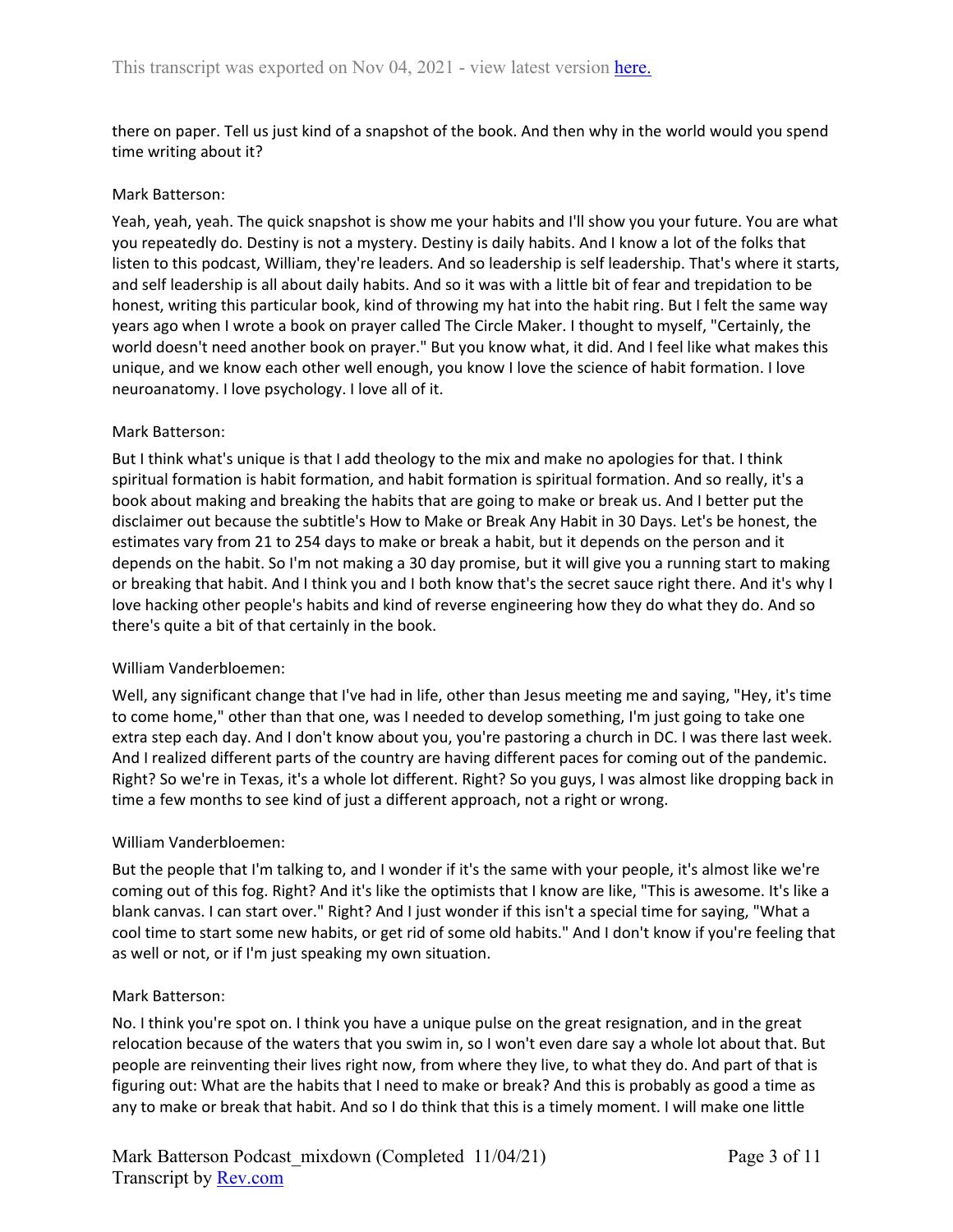there on paper. Tell us just kind of a snapshot of the book. And then why in the world would you spend time writing about it?

Mark Batterson:

Yeah, yeah, yeah. The quick snapshot is show me your habits and I'll show you your future. You are what you repeatedly do. Destiny is not a mystery. Destiny is daily habits. And I know a lot of the folks that listen to this podcast, William, they're leaders. And so leadership is self leadership. That's where it starts, and self leadership is all about daily habits. And so it was with a little bit of fear and trepidation to be honest, writing this particular book, kind of throwing my hat into the habit ring. But I felt the same way years ago when I wrote a book on prayer called The Circle Maker. I thought to myself, "Certainly, the world doesn't need another book on prayer." But you know what, it did. And I feel like what makes this unique, and we know each other well enough, you know I love the science of habit formation. I love neuroanatomy. I love psychology. I love all of it.

Mark Batterson:

But I think what's unique is that I add theology to the mix and make no apologies for that. I think spiritual formation is habit formation, and habit formation is spiritual formation. And so really, it's a book about making and breaking the habits that are going to make or break us. And I better put the disclaimer out because the subtitle's How to Make or Break Any Habit in 30 Days. Let's be honest, the estimates vary from 21 to 254 days to make or break a habit, but it depends on the person and it depends on the habit. So I'm not making a 30 day promise, but it will give you a running start to making or breaking that habit. And I think you and I both know that's the secret sauce right there. And it's why I love hacking other people's habits and kind of reverse engineering how they do what they do. And so there's quite a bit of that certainly in the book.

William Vanderbloemen:

Well, any significant change that I've had in life, other than Jesus meeting me and saying, "Hey, it's time to come home," other than that one, was I needed to develop something, I'm just going to take one extra step each day. And I don't know about you, you're pastoring a church in DC. I was there last week. And I realized different parts of the country are having different paces for coming out of the pandemic. Right? So we're in Texas, it's a whole lot different. Right? So you guys, I was almost like dropping back in time a few months to see kind of just a different approach, not a right or wrong.

William Vanderbloemen:

But the people that I'm talking to, and I wonder if it's the same with your people, it's almost like we're coming out of this fog. Right? And it's like the optimists that I know are like, "This is awesome. It's like a blank canvas. I can start over." Right? And I just wonder if this isn't a special time for saying, "What a cool time to start some new habits, or get rid of some old habits." And I don't know if you're feeling that as well or not, or if I'm just speaking my own situation.

Mark Batterson:

No. I think you're spot on. I think you have a unique pulse on the great resignation, and in the great relocation because of the waters that you swim in, so I won't even dare say a whole lot about that. But people are reinventing their lives right now, from where they live, to what they do. And part of that is figuring out: What are the habits that I need to make or break? And this is probably as good a time as any to make or break that habit. And so I do think that this is a timely moment. I will make one little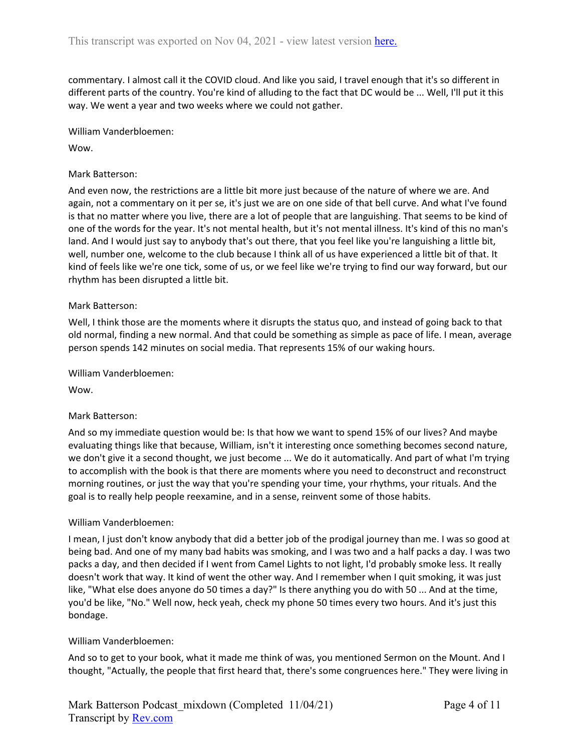commentary. I almost call it the COVID cloud. And like you said, I travel enough that it's so different in different parts of the country. You're kind of alluding to the fact that DC would be ... Well, I'll put it this way. We went a year and two weeks where we could not gather.

William Vanderbloemen:

Wow.

Mark Batterson:

And even now, the restrictions are a little bit more just because of the nature of where we are. And again, not a commentary on it per se, it's just we are on one side of that bell curve. And what I've found is that no matter where you live, there are a lot of people that are languishing. That seems to be kind of one of the words for the year. It's not mental health, but it's not mental illness. It's kind of this no man's land. And I would just say to anybody that's out there, that you feel like you're languishing a little bit, well, number one, welcome to the club because I think all of us have experienced a little bit of that. It kind of feels like we're one tick, some of us, or we feel like we're trying to find our way forward, but our rhythm has been disrupted a little bit.

Mark Batterson:

Well, I think those are the moments where it disrupts the status quo, and instead of going back to that old normal, finding a new normal. And that could be something as simple as pace of life. I mean, average person spends 142 minutes on social media. That represents 15% of our waking hours.

William Vanderbloemen:

Wow.

Mark Batterson:

And so my immediate question would be: Is that how we want to spend 15% of our lives? And maybe evaluating things like that because, William, isn't it interesting once something becomes second nature, we don't give it a second thought, we just become ... We do it automatically. And part of what I'm trying to accomplish with the book is that there are moments where you need to deconstruct and reconstruct morning routines, or just the way that you're spending your time, your rhythms, your rituals. And the goal is to really help people reexamine, and in a sense, reinvent some of those habits.

William Vanderbloemen:

I mean, I just don't know anybody that did a better job of the prodigal journey than me. I was so good at being bad. And one of my many bad habits was smoking, and I was two and a half packs a day. I was two packs a day, and then decided if I went from Camel Lights to not light, I'd probably smoke less. It really doesn't work that way. It kind of went the other way. And I remember when I quit smoking, it was just like, "What else does anyone do 50 times a day?" Is there anything you do with 50 ... And at the time, you'd be like, "No." Well now, heck yeah, check my phone 50 times every two hours. And it's just this bondage.

William Vanderbloemen:

And so to get to your book, what it made me think of was, you mentioned Sermon on the Mount. And I thought, "Actually, the people that first heard that, there's some congruences here." They were living in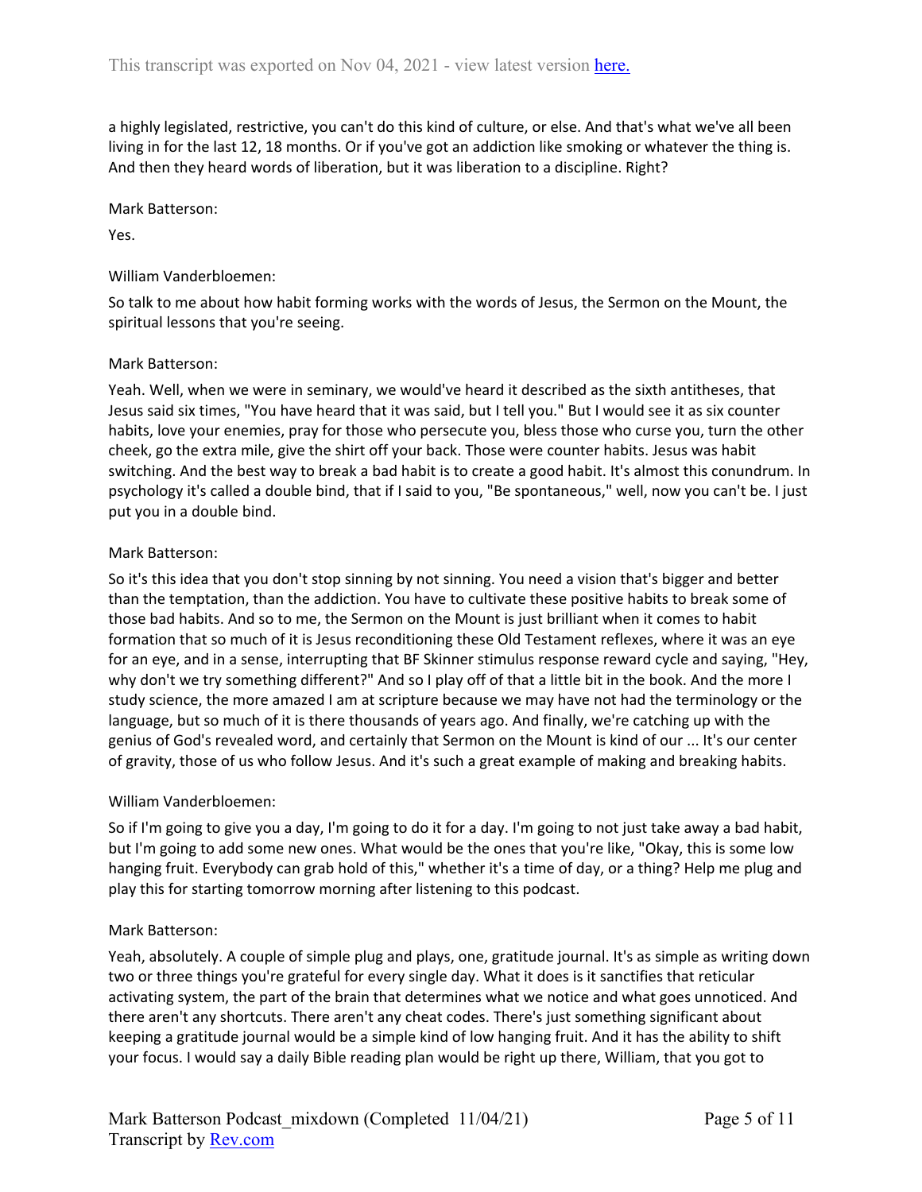a highly legislated, restrictive, you can't do this kind of culture, or else. And that's what we've all been living in for the last 12, 18 months. Or if you've got an addiction like smoking or whatever the thing is. And then they heard words of liberation, but it was liberation to a discipline. Right?

Mark Batterson:

Yes.

William Vanderbloemen:

So talk to me about how habit forming works with the words of Jesus, the Sermon on the Mount, the spiritual lessons that you're seeing.

Mark Batterson:

Yeah. Well, when we were in seminary, we would've heard it described as the sixth antitheses, that Jesus said six times, "You have heard that it was said, but I tell you." But I would see it as six counter habits, love your enemies, pray for those who persecute you, bless those who curse you, turn the other cheek, go the extra mile, give the shirt off your back. Those were counter habits. Jesus was habit switching. And the best way to break a bad habit is to create a good habit. It's almost this conundrum. In psychology it's called a double bind, that if I said to you, "Be spontaneous," well, now you can't be. I just put you in a double bind.

Mark Batterson:

So it's this idea that you don't stop sinning by not sinning. You need a vision that's bigger and better than the temptation, than the addiction. You have to cultivate these positive habits to break some of those bad habits. And so to me, the Sermon on the Mount is just brilliant when it comes to habit formation that so much of it is Jesus reconditioning these Old Testament reflexes, where it was an eye for an eye, and in a sense, interrupting that BF Skinner stimulus response reward cycle and saying, "Hey, why don't we try something different?" And so I play off of that a little bit in the book. And the more I study science, the more amazed I am at scripture because we may have not had the terminology or the language, but so much of it is there thousands of years ago. And finally, we're catching up with the genius of God's revealed word, and certainly that Sermon on the Mount is kind of our ... It's our center of gravity, those of us who follow Jesus. And it's such a great example of making and breaking habits.

William Vanderbloemen:

So if I'm going to give you a day, I'm going to do it for a day. I'm going to not just take away a bad habit, but I'm going to add some new ones. What would be the ones that you're like, "Okay, this is some low hanging fruit. Everybody can grab hold of this," whether it's a time of day, or a thing? Help me plug and play this for starting tomorrow morning after listening to this podcast.

Mark Batterson:

Yeah, absolutely. A couple of simple plug and plays, one, gratitude journal. It's as simple as writing down two or three things you're grateful for every single day. What it does is it sanctifies that reticular activating system, the part of the brain that determines what we notice and what goes unnoticed. And there aren't any shortcuts. There aren't any cheat codes. There's just something significant about keeping a gratitude journal would be a simple kind of low hanging fruit. And it has the ability to shift your focus. I would say a daily Bible reading plan would be right up there, William, that you got to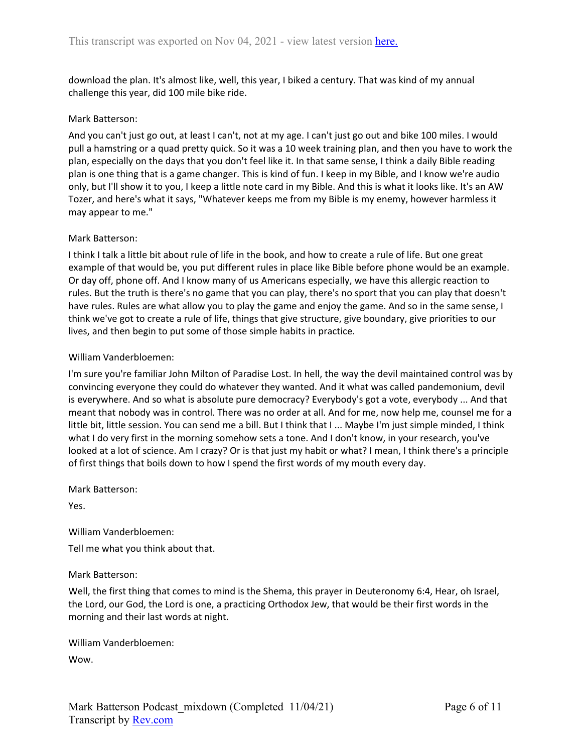download the plan. It's almost like, well, this year, I biked a century. That was kind of my annual challenge this year, did 100 mile bike ride.

Mark Batterson:

And you can't just go out, at least I can't, not at my age. I can't just go out and bike 100 miles. I would pull a hamstring or a quad pretty quick. So it was a 10 week training plan, and then you have to work the plan, especially on the days that you don't feel like it. In that same sense, I think a daily Bible reading plan is one thing that is a game changer. This is kind of fun. I keep in my Bible, and I know we're audio only, but I'll show it to you, I keep a little note card in my Bible. And this is what it looks like. It's an AW Tozer, and here's what it says, "Whatever keeps me from my Bible is my enemy, however harmless it may appear to me."

Mark Batterson:

I think I talk a little bit about rule of life in the book, and how to create a rule of life. But one great example of that would be, you put different rules in place like Bible before phone would be an example. Or day off, phone off. And I know many of us Americans especially, we have this allergic reaction to rules. But the truth is there's no game that you can play, there's no sport that you can play that doesn't have rules. Rules are what allow you to play the game and enjoy the game. And so in the same sense, I think we've got to create a rule of life, things that give structure, give boundary, give priorities to our lives, and then begin to put some of those simple habits in practice.

William Vanderbloemen:

I'm sure you're familiar John Milton of Paradise Lost. In hell, the way the devil maintained control was by convincing everyone they could do whatever they wanted. And it what was called pandemonium, devil is everywhere. And so what is absolute pure democracy? Everybody's got a vote, everybody ... And that meant that nobody was in control. There was no order at all. And for me, now help me, counsel me for a little bit, little session. You can send me a bill. But I think that I ... Maybe I'm just simple minded, I think what I do very first in the morning somehow sets a tone. And I don't know, in your research, you've looked at a lot of science. Am I crazy? Or is that just my habit or what? I mean, I think there's a principle of first things that boils down to how I spend the first words of my mouth every day.

Mark Batterson:

Yes.

William Vanderbloemen:

Tell me what you think about that.

Mark Batterson:

Well, the first thing that comes to mind is the Shema, this prayer in Deuteronomy 6:4, Hear, oh Israel, the Lord, our God, the Lord is one, a practicing Orthodox Jew, that would be their first words in the morning and their last words at night.

William Vanderbloemen:

Wow.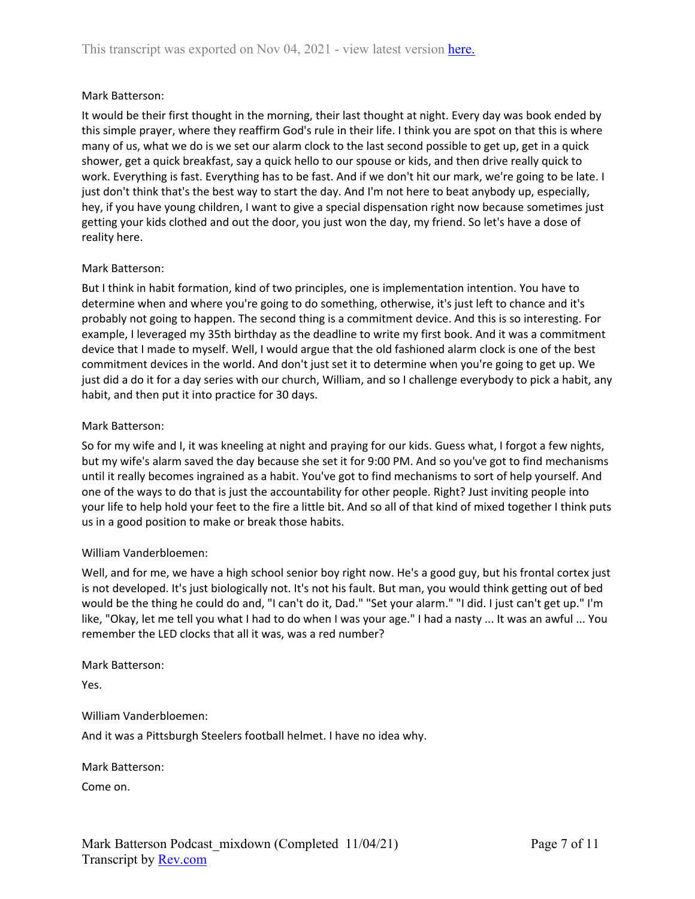Mark Batterson:

It would be their first thought in the morning, their last thought at night. Every day was book ended by this simple prayer, where they reaffirm God's rule in their life. I think you are spot on that this is where many of us, what we do is we set our alarm clock to the last second possible to get up, get in a quick shower, get a quick breakfast, say a quick hello to our spouse or kids, and then drive really quick to work. Everything is fast. Everything has to be fast. And if we don't hit our mark, we're going to be late. I just don't think that's the best way to start the day. And I'm not here to beat anybody up, especially, hey, if you have young children, I want to give a special dispensation right now because sometimes just getting your kids clothed and out the door, you just won the day, my friend. So let's have a dose of reality here.

Mark Batterson:

But I think in habit formation, kind of two principles, one is implementation intention. You have to determine when and where you're going to do something, otherwise, it's just left to chance and it's probably not going to happen. The second thing is a commitment device. And this is so interesting. For example, I leveraged my 35th birthday as the deadline to write my first book. And it was a commitment device that I made to myself. Well, I would argue that the old fashioned alarm clock is one of the best commitment devices in the world. And don't just set it to determine when you're going to get up. We just did a do it for a day series with our church, William, and so I challenge everybody to pick a habit, any habit, and then put it into practice for 30 days.

Mark Batterson:

So for my wife and I, it was kneeling at night and praying for our kids. Guess what, I forgot a few nights, but my wife's alarm saved the day because she set it for 9:00 PM. And so you've got to find mechanisms until it really becomes ingrained as a habit. You've got to find mechanisms to sort of help yourself. And one of the ways to do that is just the accountability for other people. Right? Just inviting people into your life to help hold your feet to the fire a little bit. And so all of that kind of mixed together I think puts us in a good position to make or break those habits.

William Vanderbloemen:

Well, and for me, we have a high school senior boy right now. He's a good guy, but his frontal cortex just is not developed. It's just biologically not. It's not his fault. But man, you would think getting out of bed would be the thing he could do and, "I can't do it, Dad." "Set your alarm." "I did. I just can't get up." I'm like, "Okay, let me tell you what I had to do when I was your age." I had a nasty ... It was an awful ... You remember the LED clocks that all it was, was a red number?

Mark Batterson:

Yes.

William Vanderbloemen:

And it was a Pittsburgh Steelers football helmet. I have no idea why.

Mark Batterson:

Come on.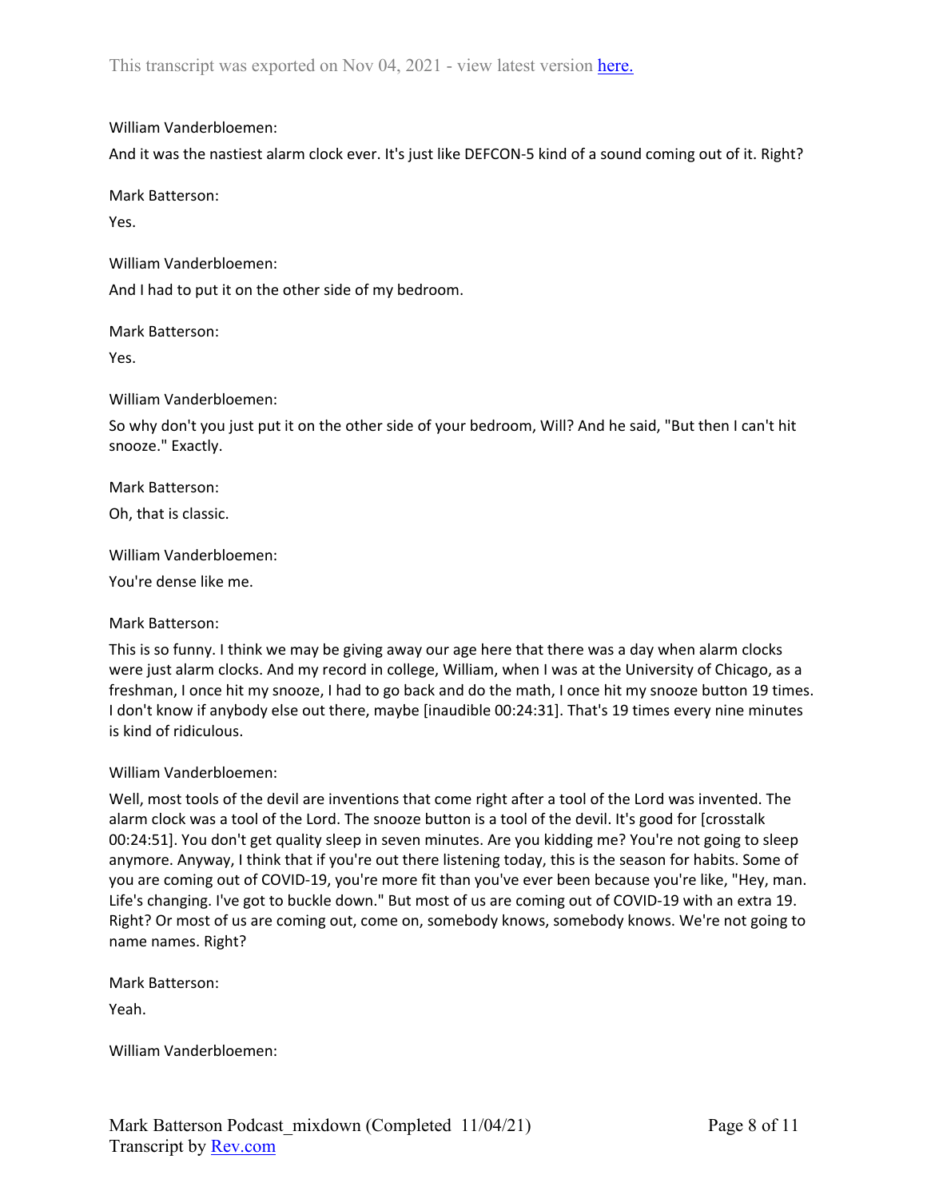William Vanderbloemen:

And it was the nastiest alarm clock ever. It's just like DEFCON-5 kind of a sound coming out of it. Right?

Mark Batterson:

Yes.

William Vanderbloemen:

And I had to put it on the other side of my bedroom.

Mark Batterson:

Yes.

William Vanderbloemen:

So why don't you just put it on the other side of your bedroom, Will? And he said, "But then I can't hit snooze." Exactly.

Mark Batterson:

Oh, that is classic.

William Vanderbloemen:

You're dense like me.

Mark Batterson:

This is so funny. I think we may be giving away our age here that there was a day when alarm clocks were just alarm clocks. And my record in college, William, when I was at the University of Chicago, as a freshman, I once hit my snooze, I had to go back and do the math, I once hit my snooze button 19 times. I don't know if anybody else out there, maybe [inaudible 00:24:31]. That's 19 times every nine minutes is kind of ridiculous.

William Vanderbloemen:

Well, most tools of the devil are inventions that come right after a tool of the Lord was invented. The alarm clock was a tool of the Lord. The snooze button is a tool of the devil. It's good for [crosstalk 00:24:51]. You don't get quality sleep in seven minutes. Are you kidding me? You're not going to sleep anymore. Anyway, I think that if you're out there listening today, this is the season for habits. Some of you are coming out of COVID-19, you're more fit than you've ever been because you're like, "Hey, man. Life's changing. I've got to buckle down." But most of us are coming out of COVID-19 with an extra 19. Right? Or most of us are coming out, come on, somebody knows, somebody knows. We're not going to name names. Right?

Mark Batterson:

Yeah.

William Vanderbloemen: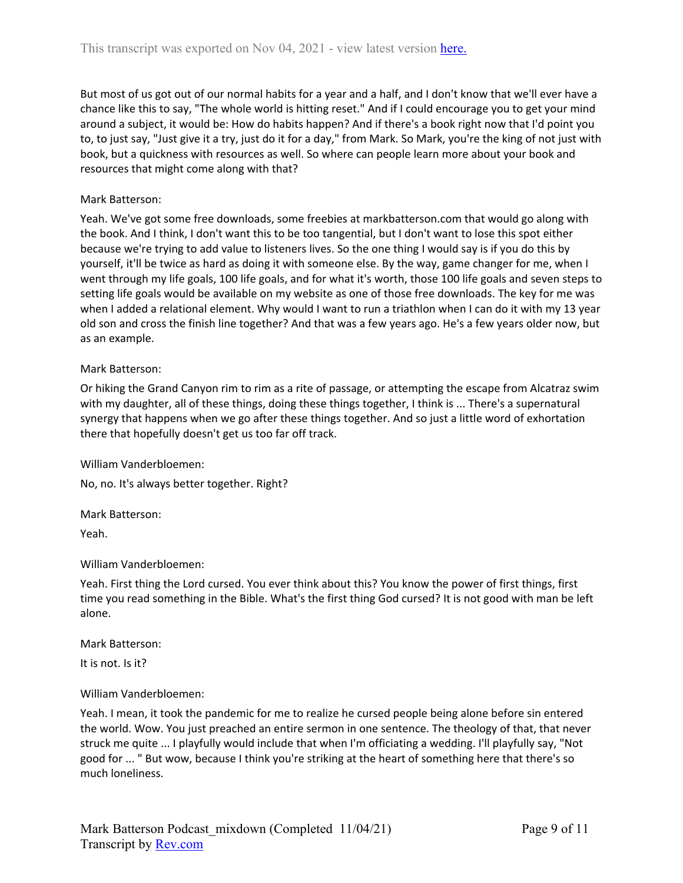But most of us got out of our normal habits for a year and a half, and I don't know that we'll ever have a chance like this to say, "The whole world is hitting reset." And if I could encourage you to get your mind around a subject, it would be: How do habits happen? And if there's a book right now that I'd point you to, to just say, "Just give it a try, just do it for a day," from Mark. So Mark, you're the king of not just with book, but a quickness with resources as well. So where can people learn more about your book and resources that might come along with that?

Mark Batterson:

Yeah. We've got some free downloads, some freebies at markbatterson.com that would go along with the book. And I think, I don't want this to be too tangential, but I don't want to lose this spot either because we're trying to add value to listeners lives. So the one thing I would say is if you do this by yourself, it'll be twice as hard as doing it with someone else. By the way, game changer for me, when I went through my life goals, 100 life goals, and for what it's worth, those 100 life goals and seven steps to setting life goals would be available on my website as one of those free downloads. The key for me was when I added a relational element. Why would I want to run a triathlon when I can do it with my 13 year old son and cross the finish line together? And that was a few years ago. He's a few years older now, but as an example.

Mark Batterson:

Or hiking the Grand Canyon rim to rim as a rite of passage, or attempting the escape from Alcatraz swim with my daughter, all of these things, doing these things together, I think is ... There's a supernatural synergy that happens when we go after these things together. And so just a little word of exhortation there that hopefully doesn't get us too far off track.

William Vanderbloemen:

No, no. It's always better together. Right?

Mark Batterson:

Yeah.

William Vanderbloemen:

Yeah. First thing the Lord cursed. You ever think about this? You know the power of first things, first time you read something in the Bible. What's the first thing God cursed? It is not good with man be left alone.

Mark Batterson:

It is not. Is it?

William Vanderbloemen:

Yeah. I mean, it took the pandemic for me to realize he cursed people being alone before sin entered the world. Wow. You just preached an entire sermon in one sentence. The theology of that, that never struck me quite ... I playfully would include that when I'm officiating a wedding. I'll playfully say, "Not good for ... " But wow, because I think you're striking at the heart of something here that there's so much loneliness.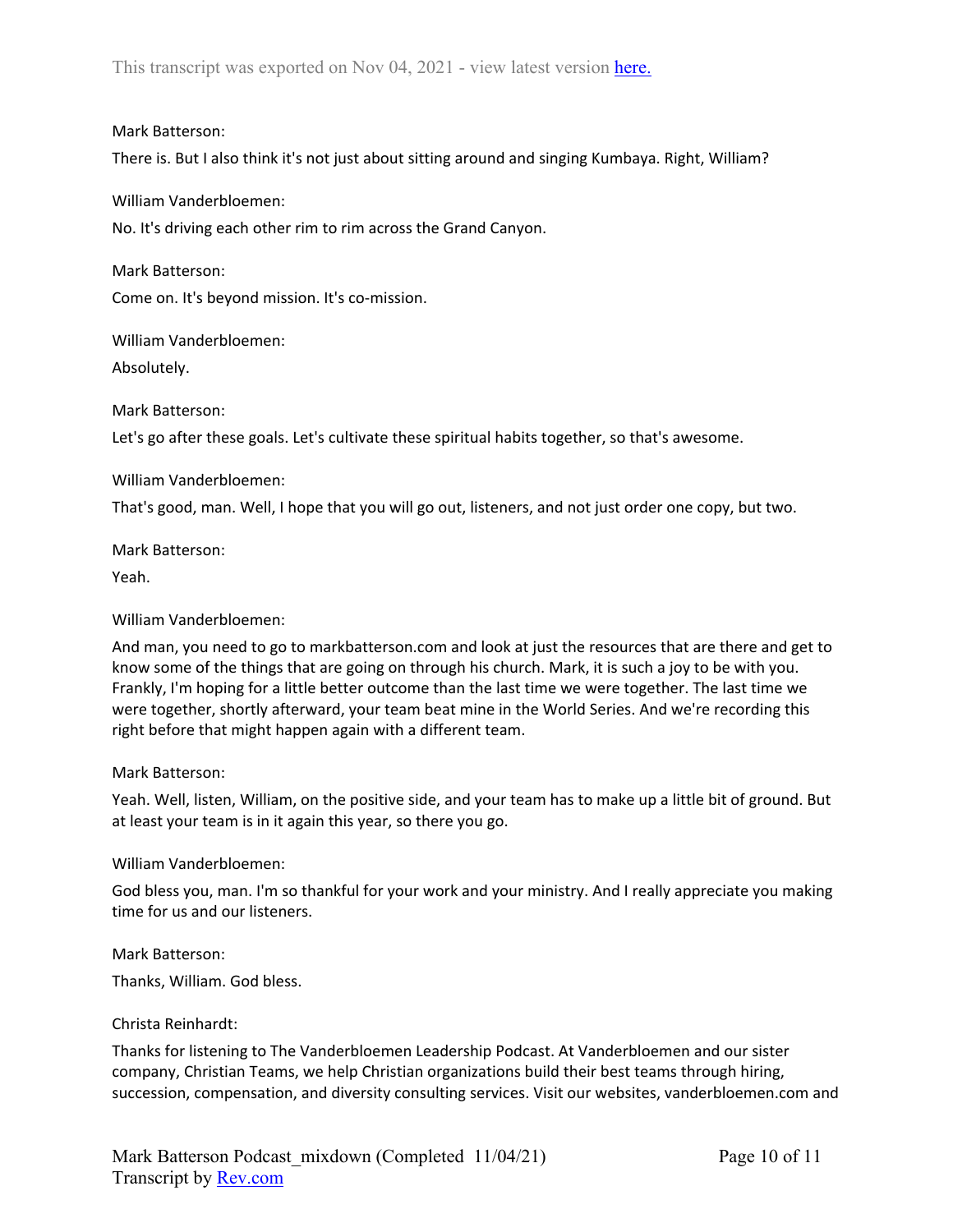Mark Batterson:

There is. But I also think it's not just about sitting around and singing Kumbaya. Right, William?

William Vanderbloemen:

No. It's driving each other rim to rim across the Grand Canyon.

Mark Batterson:

Come on. It's beyond mission. It's co-mission.

William Vanderbloemen:

Absolutely.

Mark Batterson:

Let's go after these goals. Let's cultivate these spiritual habits together, so that's awesome.

William Vanderbloemen:

That's good, man. Well, I hope that you will go out, listeners, and not just order one copy, but two.

Mark Batterson:

Yeah.

William Vanderbloemen:

And man, you need to go to markbatterson.com and look at just the resources that are there and get to know some of the things that are going on through his church. Mark, it is such a joy to be with you. Frankly, I'm hoping for a little better outcome than the last time we were together. The last time we were together, shortly afterward, your team beat mine in the World Series. And we're recording this right before that might happen again with a different team.

Mark Batterson:

Yeah. Well, listen, William, on the positive side, and your team has to make up a little bit of ground. But at least your team is in it again this year, so there you go.

William Vanderbloemen:

God bless you, man. I'm so thankful for your work and your ministry. And I really appreciate you making time for us and our listeners.

Mark Batterson:

Thanks, William. God bless.

Christa Reinhardt:

Thanks for listening to The Vanderbloemen Leadership Podcast. At Vanderbloemen and our sister company, Christian Teams, we help Christian organizations build their best teams through hiring, succession, compensation, and diversity consulting services. Visit our websites, vanderbloemen.com and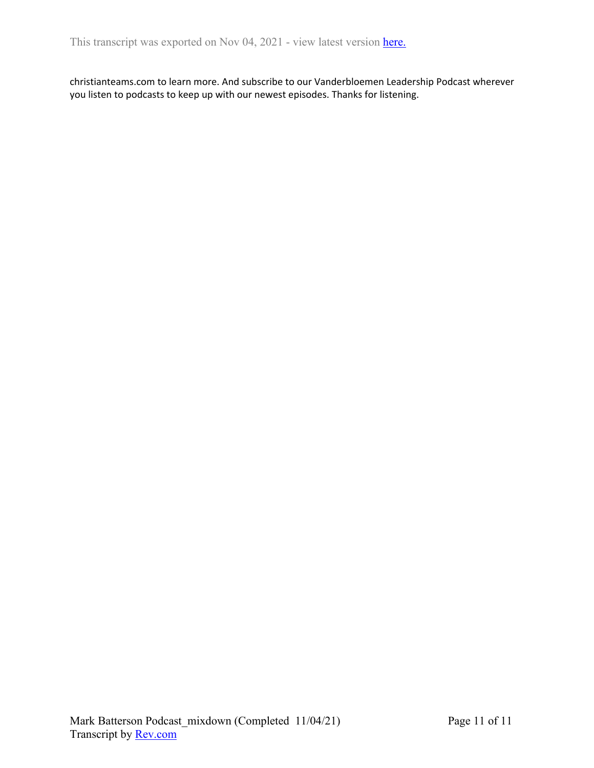christianteams.com to learn more. And subscribe to our Vanderbloemen Leadership Podcast wherever you listen to podcasts to keep up with our newest episodes. Thanks for listening.